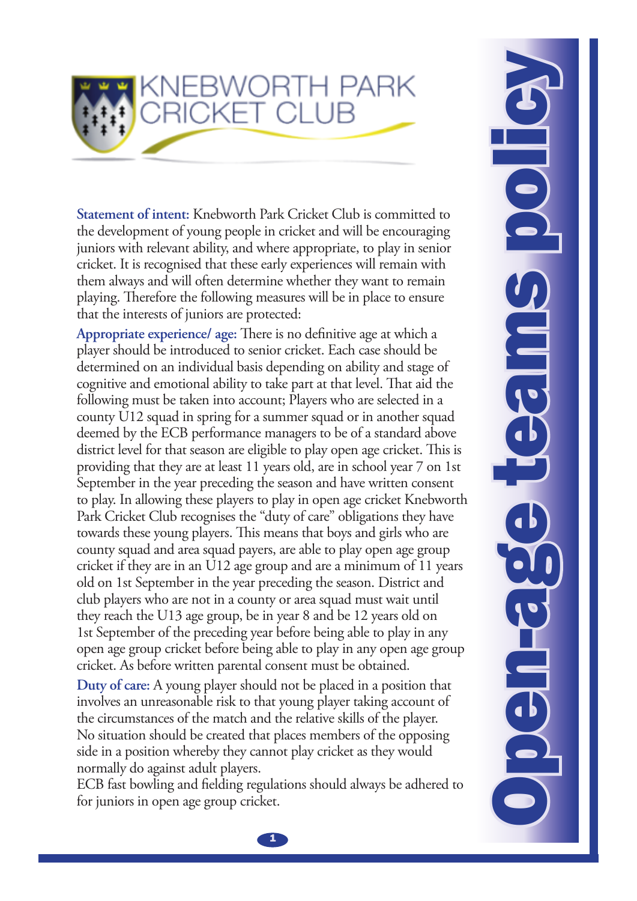# KNEBWORTH PARK CRICKET CLUB

# Open-age teams policy

**Statement of intent:** Knebworth Park Cricket Club is committed to the development of young people in cricket and will be encouraging juniors with relevant ability, and where appropriate, to play in senior cricket. It is recognised that these early experiences will remain with them always and will often determine whether they want to remain playing. Therefore the following measures will be in place to ensure that the interests of juniors are protected:

**Appropriate experience/ age:** There is no definitive age at which a player should be introduced to senior cricket. Each case should be determined on an individual basis depending on ability and stage of cognitive and emotional ability to take part at that level. That aid the following must be taken into account; Players who are selected in a county U12 squad in spring for a summer squad or in another squad deemed by the ECB performance managers to be of a standard above district level for that season are eligible to play open age cricket. This is providing that they are at least 11 years old, are in school year 7 on 1st September in the year preceding the season and have written consent to play. In allowing these players to play in open age cricket Knebworth Park Cricket Club recognises the "duty of care" obligations they have towards these young players. This means that boys and girls who are county squad and area squad payers, are able to play open age group cricket if they are in an U12 age group and are a minimum of 11 years old on 1st September in the year preceding the season. District and club players who are not in a county or area squad must wait until they reach the U13 age group, be in year 8 and be 12 years old on 1st September of the preceding year before being able to play in any open age group cricket before being able to play in any open age group cricket. As before written parental consent must be obtained.

**Duty of care:** A young player should not be placed in a position that involves an unreasonable risk to that young player taking account of the circumstances of the match and the relative skills of the player. No situation should be created that places members of the opposing side in a position whereby they cannot play cricket as they would normally do against adult players.

ECB fast bowling and fielding regulations should always be adhered to for juniors in open age group cricket.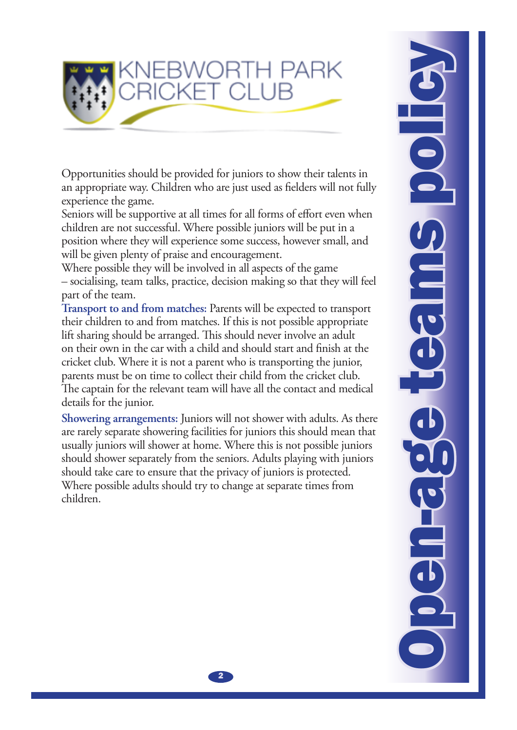# KNEBWORTH PARK CRICKET CLUB

## Open-age teams policy

Opportunities should be provided for juniors to show their talents in an appropriate way. Children who are just used as fielders will not fully experience the game.

Seniors will be supportive at all times for all forms of effort even when children are not successful. Where possible juniors will be put in a position where they will experience some success, however small, and will be given plenty of praise and encouragement.

Where possible they will be involved in all aspects of the game – socialising, team talks, practice, decision making so that they will feel part of the team.

**Transport to and from matches:** Parents will be expected to transport their children to and from matches. If this is not possible appropriate lift sharing should be arranged. This should never involve an adult on their own in the car with a child and should start and finish at the cricket club. Where it is not a parent who is transporting the junior, parents must be on time to collect their child from the cricket club. The captain for the relevant team will have all the contact and medical details for the junior.

**Showering arrangements:** Juniors will not shower with adults. As there are rarely separate showering facilities for juniors this should mean that usually juniors will shower at home. Where this is not possible juniors should shower separately from the seniors. Adults playing with juniors should take care to ensure that the privacy of juniors is protected. Where possible adults should try to change at separate times from children.